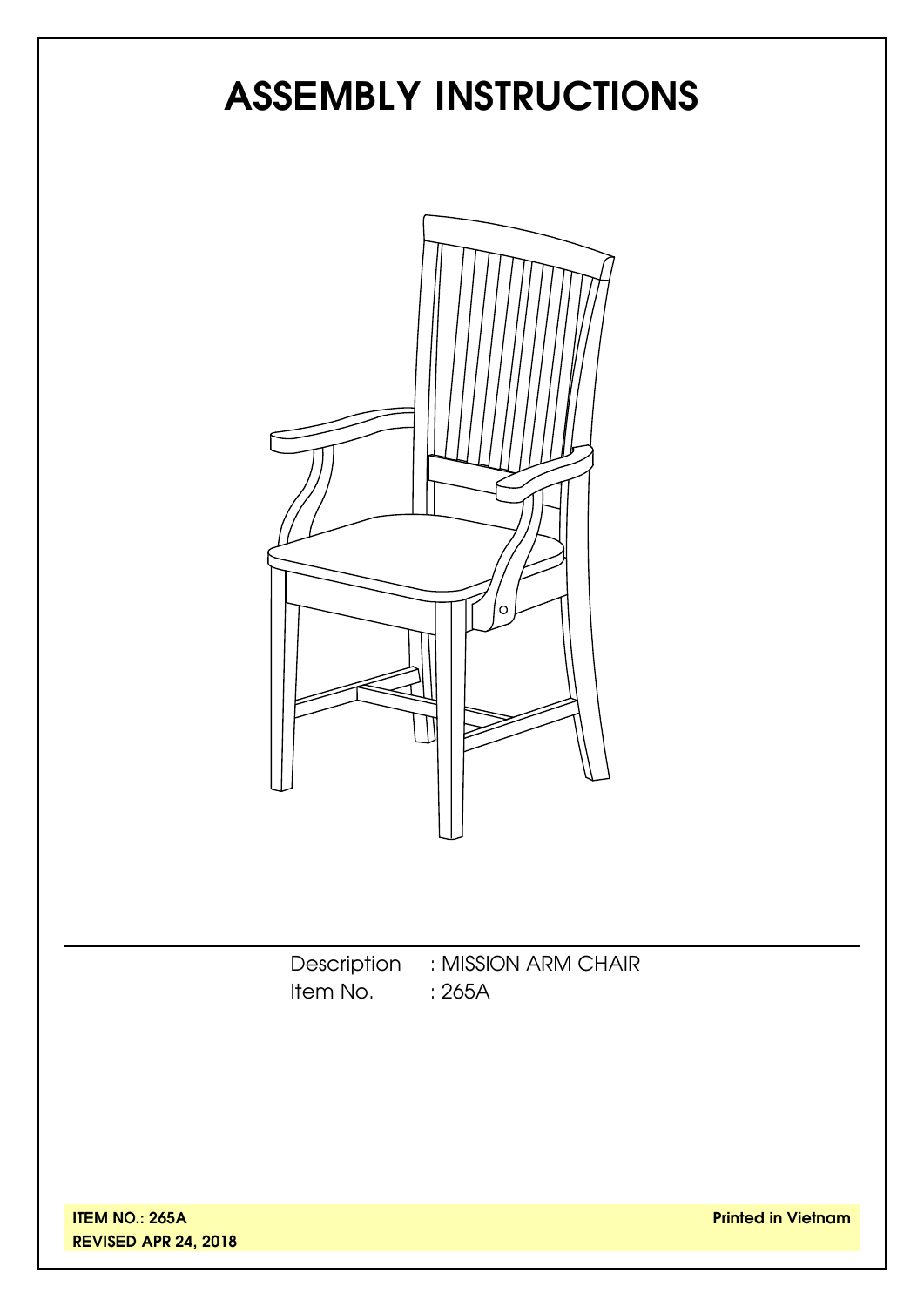# ASSEMBLY INSTRUCTIONS

Description : MISSION ARM CHAIR
Item No. : 265A

**ITEM NO.: 265A**
**REVISED APR 24, 2018**

**Printed in Vietnam**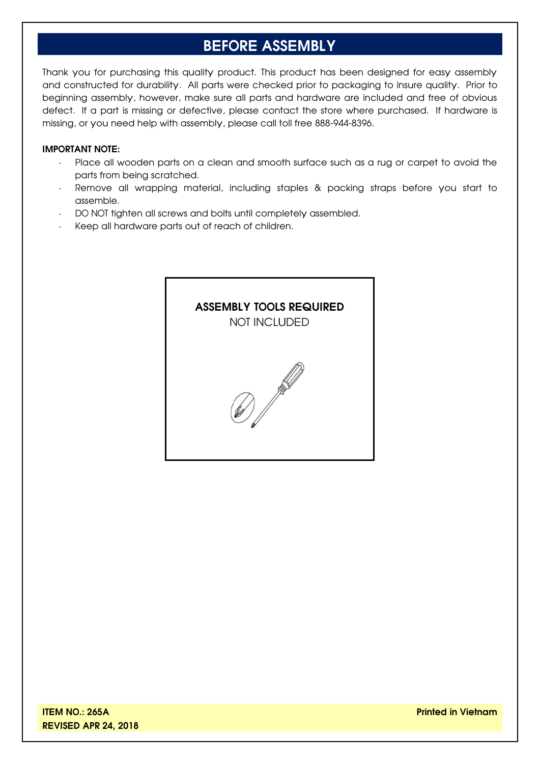# BEFORE ASSEMBLY

Thank you for purchasing this quality product. This product has been designed for easy assembly and constructed for durability. All parts were checked prior to packaging to insure quality. Prior to beginning assembly, however, make sure all parts and hardware are included and free of obvious defect. If a part is missing or defective, please contact the store where purchased. If hardware is missing, or you need help with assembly, please call toll free 888-944-8396.

**IMPORTANT NOTE:**

- Place all wooden parts on a clean and smooth surface such as a rug or carpet to avoid the parts from being scratched.
- Remove all wrapping material, including staples & packing straps before you start to assemble.
- DO NOT tighten all screws and bolts until completely assembled.
- Keep all hardware parts out of reach of children.

**ASSEMBLY TOOLS REQUIRED**
NOT INCLUDED

**ITEM NO.: 265A**
**REVISED APR 24, 2018**

**Printed in Vietnam**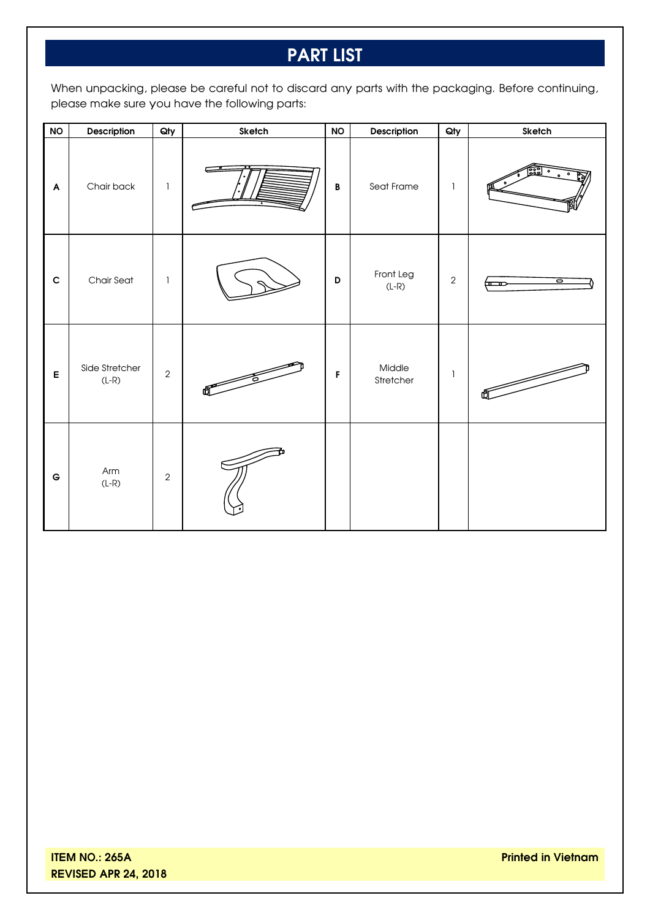# PART LIST

When unpacking, please be careful not to discard any parts with the packaging. Before continuing, please make sure you have the following parts:

| NO | Description | Qty | Sketch | NO | Description | Qty | Sketch |
|---|---|---|---|---|---|---|---|
| A | Chair back | 1 | | B | Seat Frame | 1 | |
| C | Chair Seat | 1 | | D | Front Leg (L-R) | 2 | |
| E | Side Stretcher (L-R) | 2 | | F | Middle Stretcher | 1 | |
| G | Arm (L-R) | 2 | | | | | |

**ITEM NO.: 265A**
**REVISED APR 24, 2018**

**Printed in Vietnam**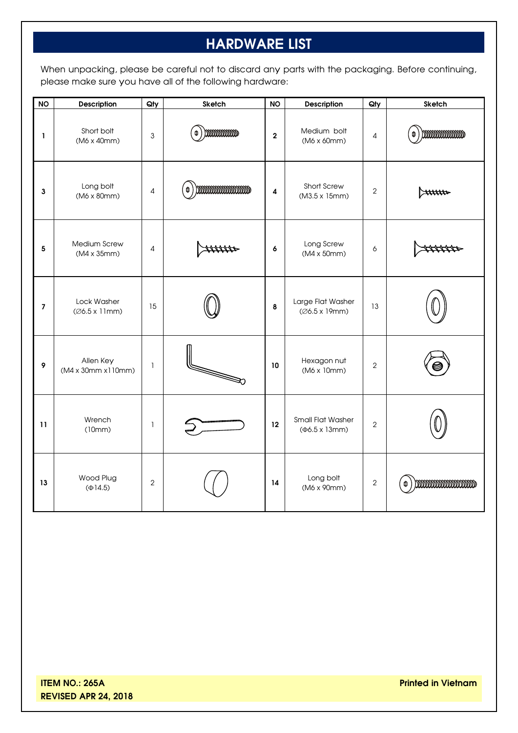# HARDWARE LIST

When unpacking, please be careful not to discard any parts with the packaging. Before continuing, please make sure you have all of the following hardware:

| NO | Description | Qty | Sketch | NO | Description | Qty | Sketch |
|---|---|---|---|---|---|---|---|
| 1 | Short bolt (M6 x 40mm) | 3 | | 2 | Medium bolt (M6 x 60mm) | 4 | |
| 3 | Long bolt (M6 x 80mm) | 4 | | 4 | Short Screw (M3.5 x 15mm) | 2 | |
| 5 | Medium Screw (M4 x 35mm) | 4 | | 6 | Long Screw (M4 x 50mm) | 6 | |
| 7 | Lock Washer (∅6.5 x 11mm) | 15 | | 8 | Large Flat Washer (∅6.5 x 19mm) | 13 | |
| 9 | Allen Key (M4 x 30mm x110mm) | 1 | | 10 | Hexagon nut (M6 x 10mm) | 2 | |
| 11 | Wrench (10mm) | 1 | | 12 | Small Flat Washer (Φ6.5 x 13mm) | 2 | |
| 13 | Wood Plug (Φ14.5) | 2 | | 14 | Long bolt (M6 x 90mm) | 2 | |

**ITEM NO.: 265A**
**REVISED APR 24, 2018**

**Printed in Vietnam**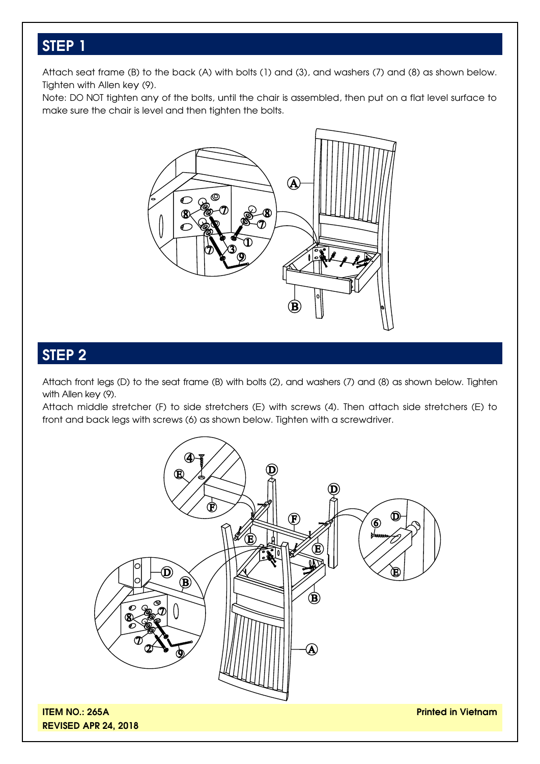## STEP 1

Attach seat frame (B) to the back (A) with bolts (1) and (3), and washers (7) and (8) as shown below. Tighten with Allen key (9).

Note: DO NOT tighten any of the bolts, until the chair is assembled, then put on a flat level surface to make sure the chair is level and then tighten the bolts.

## STEP 2

Attach front legs (D) to the seat frame (B) with bolts (2), and washers (7) and (8) as shown below. Tighten with Allen key (9).

Attach middle stretcher (F) to side stretchers (E) with screws (4). Then attach side stretchers (E) to front and back legs with screws (6) as shown below. Tighten with a screwdriver.

**ITEM NO.: 265A**
**REVISED APR 24, 2018**

**Printed in Vietnam**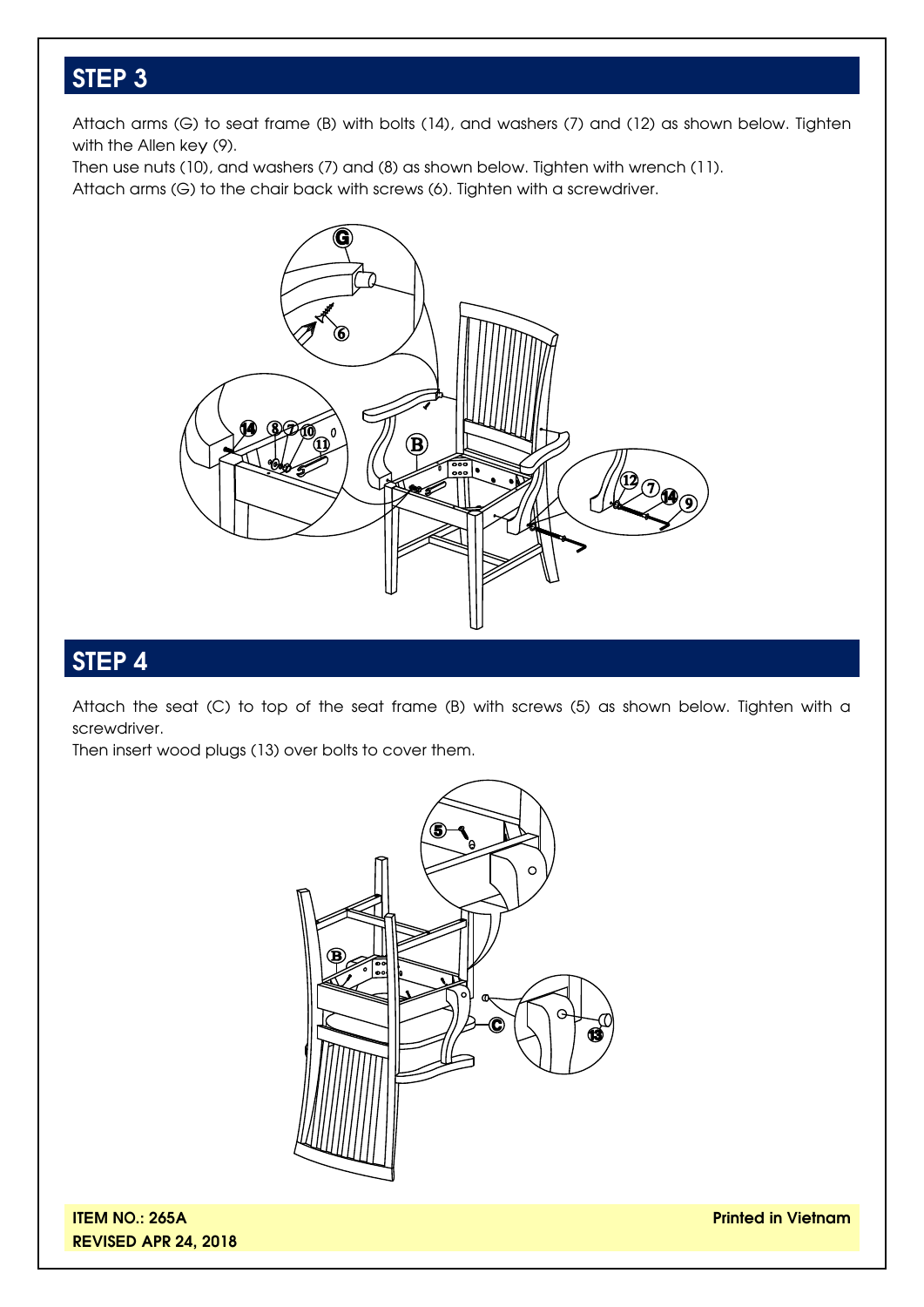## STEP 3

Attach arms (G) to seat frame (B) with bolts (14), and washers (7) and (12) as shown below. Tighten with the Allen key (9).

Then use nuts (10), and washers (7) and (8) as shown below. Tighten with wrench (11).

Attach arms (G) to the chair back with screws (6). Tighten with a screwdriver.

G
6
14 8 7 10
11
B
12 7 14 9

## STEP 4

Attach the seat (C) to top of the seat frame (B) with screws (5) as shown below. Tighten with a screwdriver.

Then insert wood plugs (13) over bolts to cover them.

5
B
C
13

**ITEM NO.: 265A**
**REVISED APR 24, 2018**

**Printed in Vietnam**